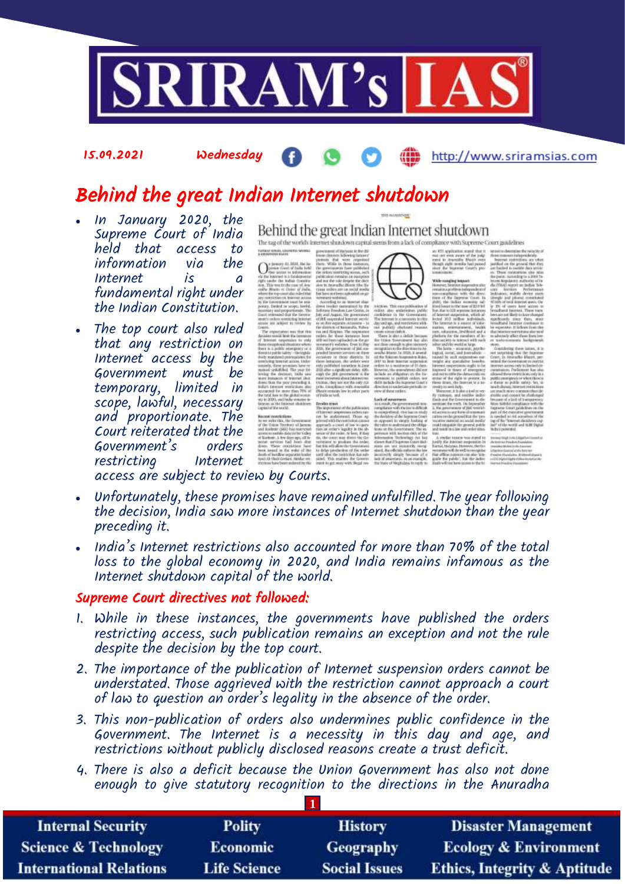# Behind the great Indian Internet shutdown

- In January 2020, the Supreme Court of India held that access to information via the Internet is a fundamental right under the Indian Constitution.
- The top court also ruled that any restriction on Internet access by the Government must be temporary, limited in scope, lawful, necessary and proportionate. The Court reiterated that the Government's orders restricting Internet access are subject to review by Courts.
- Unfortunately, these promises have remained unfulfilled. The year following the decision, India saw more instances of Internet shutdown than the year preceding it.
- India's Internet restrictions also accounted for more than 70% of the total loss to the global economy in 2020, and India remains infamous as the Internet shutdown capital of the world.

## Supreme Court directives not followed:

1. While in these instances, the governments have published the orders restricting access, such publication remains an exception and not the rule despite the decision by the top court.
2. The importance of the publication of Internet suspension orders cannot be understated. Those aggrieved with the restriction cannot approach a court of law to question an order's legality in the absence of the order.
3. This non-publication of orders also undermines public confidence in the Government. The Internet is a necessity in this day and age, and restrictions without publicly disclosed reasons create a trust deficit.
4. There is also a deficit because the Union Government has also not done enough to give statutory recognition to the directions in the Anuradha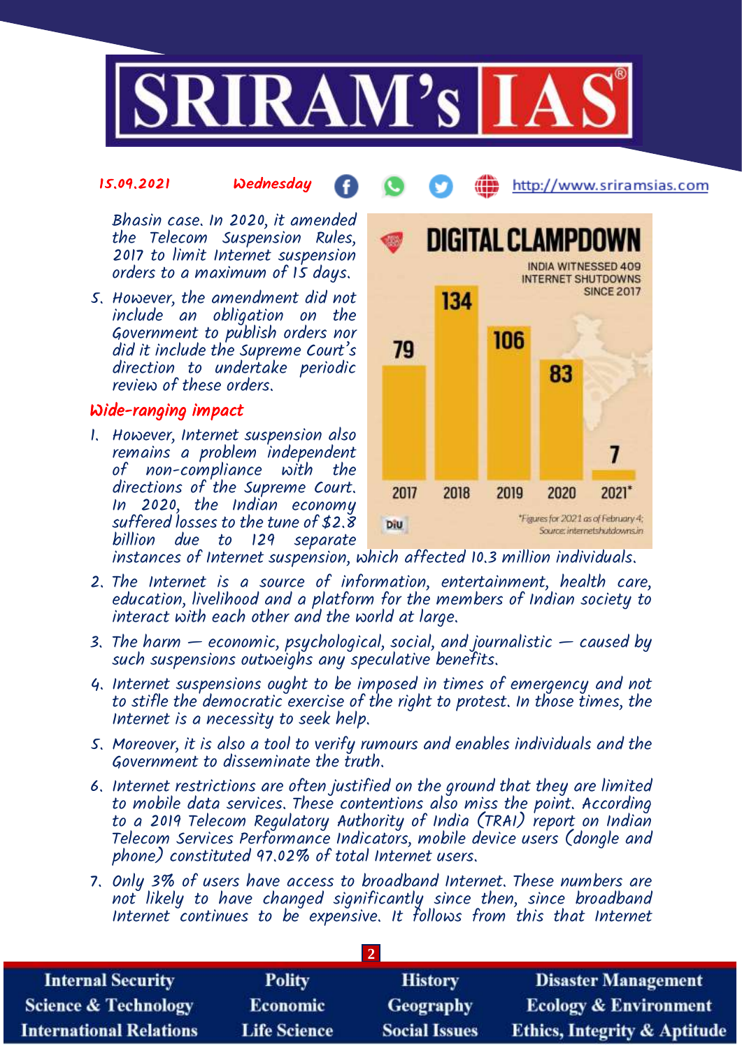Bhasin case. In 2020, it amended the Telecom Suspension Rules, 2017 to limit Internet suspension orders to a maximum of 15 days.

5. However, the amendment did not include an obligation on the Government to publish orders nor did it include the Supreme Court's direction to undertake periodic review of these orders.

**DIGITAL CLAMPDOWN**

INDIA WITNESSED 409 INTERNET SHUTDOWNS SINCE 2017

| Year | Shutdowns |
|---|---|
| 2017 | 79 |
| 2018 | 134 |
| 2019 | 106 |
| 2020 | 83 |
| 2021* | 7 |

*Figures for 2021 as of February 4; Source: internetshutdowns.in

## Wide-ranging impact

1. However, Internet suspension also remains a problem independent of non-compliance with the directions of the Supreme Court. In 2020, the Indian economy suffered losses to the tune of $2.8 billion due to 129 separate instances of Internet suspension, which affected 10.3 million individuals.
2. The Internet is a source of information, entertainment, health care, education, livelihood and a platform for the members of Indian society to interact with each other and the world at large.
3. The harm — economic, psychological, social, and journalistic — caused by such suspensions outweighs any speculative benefits.
4. Internet suspensions ought to be imposed in times of emergency and not to stifle the democratic exercise of the right to protest. In those times, the Internet is a necessity to seek help.
5. Moreover, it is also a tool to verify rumours and enables individuals and the Government to disseminate the truth.
6. Internet restrictions are often justified on the ground that they are limited to mobile data services. These contentions also miss the point. According to a 2019 Telecom Regulatory Authority of India (TRAI) report on Indian Telecom Services Performance Indicators, mobile device users (dongle and phone) constituted 97.02% of total Internet users.
7. Only 3% of users have access to broadband Internet. These numbers are not likely to have changed significantly since then, since broadband Internet continues to be expensive. It follows from this that Internet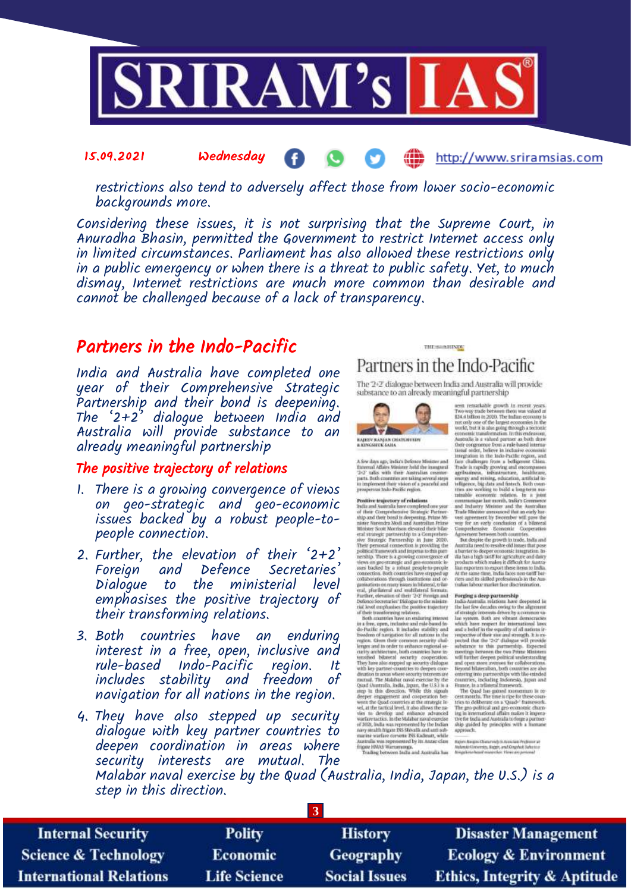restrictions also tend to adversely affect those from lower socio-economic backgrounds more.

Considering these issues, it is not surprising that the Supreme Court, in Anuradha Bhasin, permitted the Government to restrict Internet access only in limited circumstances. Parliament has also allowed these restrictions only in a public emergency or when there is a threat to public safety. Yet, to much dismay, Internet restrictions are much more common than desirable and cannot be challenged because of a lack of transparency.

## Partners in the Indo-Pacific

India and Australia have completed one year of their Comprehensive Strategic Partnership and their bond is deepening. The '2+2' dialogue between India and Australia will provide substance to an already meaningful partnership

### The positive trajectory of relations

1. There is a growing convergence of views on geo-strategic and geo-economic issues backed by a robust people-to-people connection.
2. Further, the elevation of their '2+2' Foreign and Defence Secretaries' Dialogue to the ministerial level emphasises the positive trajectory of their transforming relations.
3. Both countries have an enduring interest in a free, open, inclusive and rule-based Indo-Pacific region. It includes stability and freedom of navigation for all nations in the region.
4. They have also stepped up security dialogue with key partner countries to deepen coordination in areas where security interests are mutual. The Malabar naval exercise by the Quad (Australia, India, Japan, the U.S.) is a step in this direction.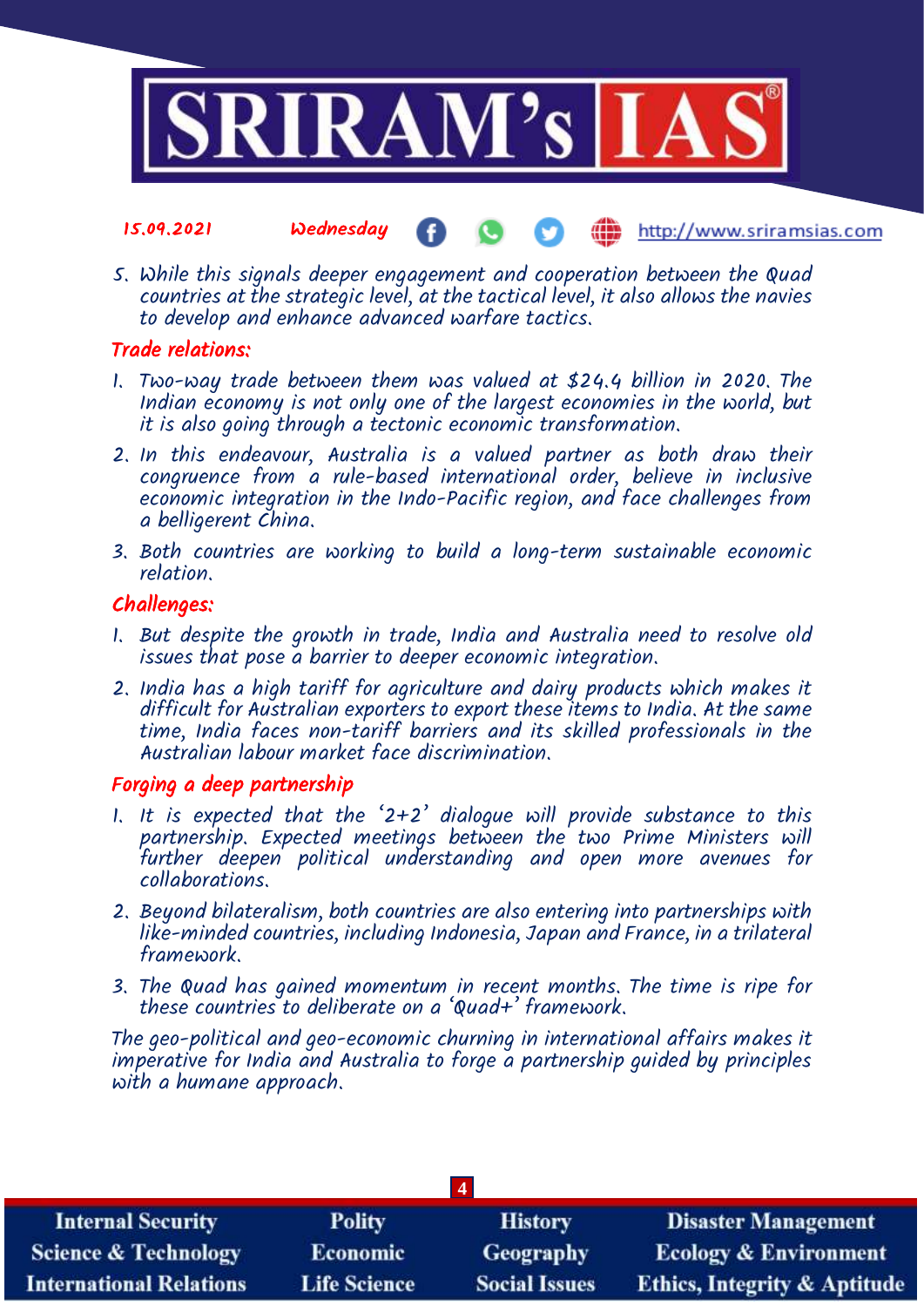5. While this signals deeper engagement and cooperation between the Quad countries at the strategic level, at the tactical level, it also allows the navies to develop and enhance advanced warfare tactics.

### Trade relations:

1. Two-way trade between them was valued at $24.4 billion in 2020. The Indian economy is not only one of the largest economies in the world, but it is also going through a tectonic economic transformation.
2. In this endeavour, Australia is a valued partner as both draw their congruence from a rule-based international order, believe in inclusive economic integration in the Indo-Pacific region, and face challenges from a belligerent China.
3. Both countries are working to build a long-term sustainable economic relation.

### Challenges:

1. But despite the growth in trade, India and Australia need to resolve old issues that pose a barrier to deeper economic integration.
2. India has a high tariff for agriculture and dairy products which makes it difficult for Australian exporters to export these items to India. At the same time, India faces non-tariff barriers and its skilled professionals in the Australian labour market face discrimination.

### Forging a deep partnership

1. It is expected that the '2+2' dialogue will provide substance to this partnership. Expected meetings between the two Prime Ministers will further deepen political understanding and open more avenues for collaborations.
2. Beyond bilateralism, both countries are also entering into partnerships with like-minded countries, including Indonesia, Japan and France, in a trilateral framework.
3. The Quad has gained momentum in recent months. The time is ripe for these countries to deliberate on a 'Quad+' framework.

The geo-political and geo-economic churning in international affairs makes it imperative for India and Australia to forge a partnership guided by principles with a humane approach.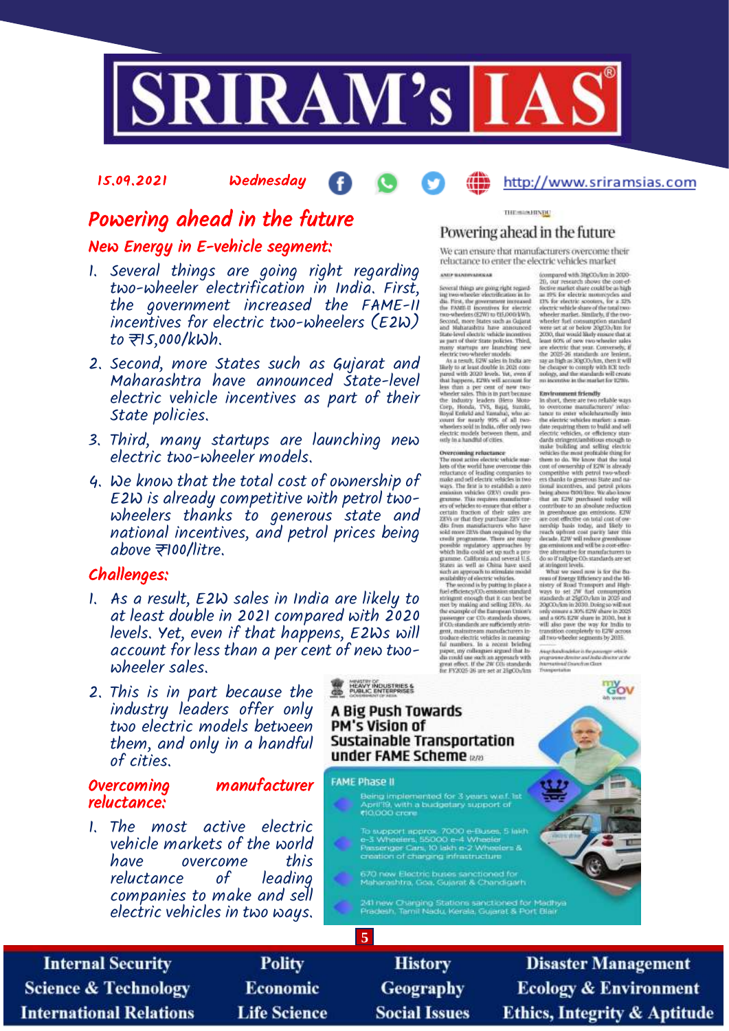15.09.2021 Wednesday http://www.sriramsias.com

# Powering ahead in the future

## New Energy in E-vehicle segment:

1. Several things are going right regarding two-wheeler electrification in India. First, the government increased the FAME-II incentives for electric two-wheelers (E2W) to ₹15,000/kWh.
2. Second, more States such as Gujarat and Maharashtra have announced State-level electric vehicle incentives as part of their State policies.
3. Third, many startups are launching new electric two-wheeler models.
4. We know that the total cost of ownership of E2W is already competitive with petrol two-wheelers thanks to generous state and national incentives, and petrol prices being above ₹100/litre.

## Challenges:

1. As a result, E2W sales in India are likely to at least double in 2021 compared with 2020 levels. Yet, even if that happens, E2Ws will account for less than a per cent of new two-wheeler sales.
2. This is in part because the industry leaders offer only two electric models between them, and only in a handful of cities.

## Overcoming manufacturer reluctance:

1. The most active electric vehicle markets of the world have overcome this reluctance of leading companies to make and sell electric vehicles in two ways.

**A Big Push Towards PM's Vision of Sustainable Transportation under FAME Scheme**

FAME Phase II

- Being implemented for 3 years w.e.f. 1st April'19, with a budgetary support of ₹10,000 crore
- To support approx. 7000 e-Buses, 5 lakh e-3 Wheelers, 55000 e-4 Wheeler Passenger Cars, 10 lakh e-2 Wheelers & creation of charging infrastructure
- 670 new Electric buses sanctioned for Maharashtra, Goa, Gujarat & Chandigarh
- 241 new Charging Stations sanctioned for Madhya Pradesh, Tamil Nadu, Kerala, Gujarat & Port Blair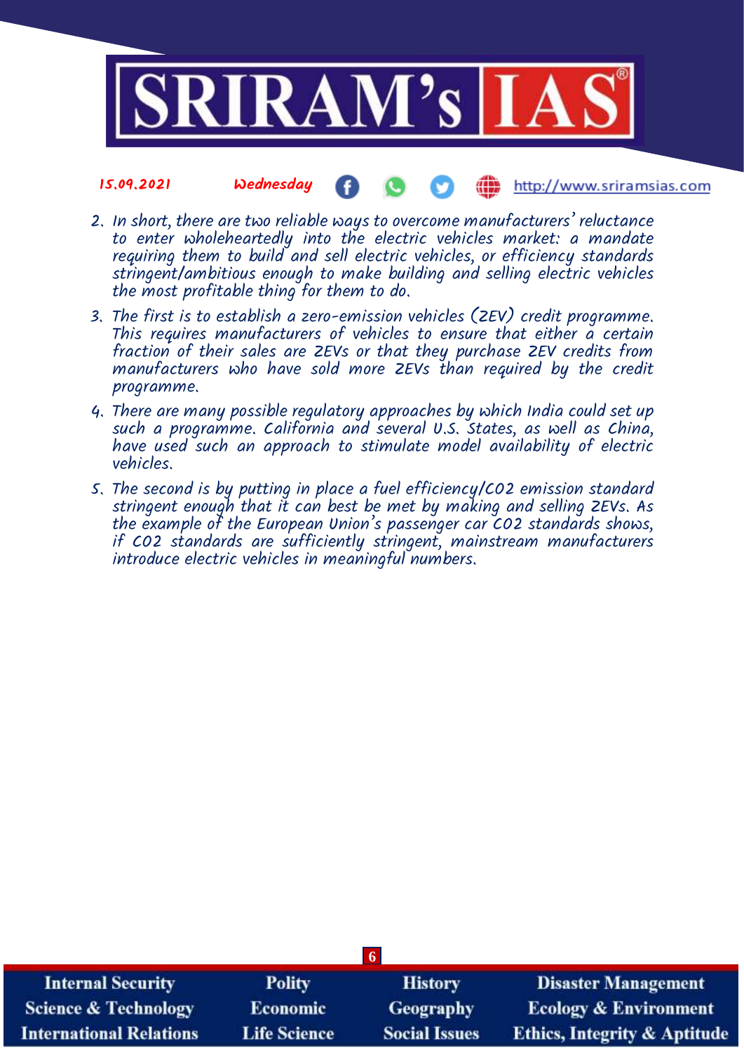2. In short, there are two reliable ways to overcome manufacturers' reluctance to enter wholeheartedly into the electric vehicles market: a mandate requiring them to build and sell electric vehicles, or efficiency standards stringent/ambitious enough to make building and selling electric vehicles the most profitable thing for them to do.
3. The first is to establish a zero-emission vehicles (ZEV) credit programme. This requires manufacturers of vehicles to ensure that either a certain fraction of their sales are ZEVs or that they purchase ZEV credits from manufacturers who have sold more ZEVs than required by the credit programme.
4. There are many possible regulatory approaches by which India could set up such a programme. California and several U.S. States, as well as China, have used such an approach to stimulate model availability of electric vehicles.
5. The second is by putting in place a fuel efficiency/$CO_2$ emission standard stringent enough that it can best be met by making and selling ZEVs. As the example of the European Union's passenger car $CO_2$ standards shows, if $CO_2$ standards are sufficiently stringent, mainstream manufacturers introduce electric vehicles in meaningful numbers.